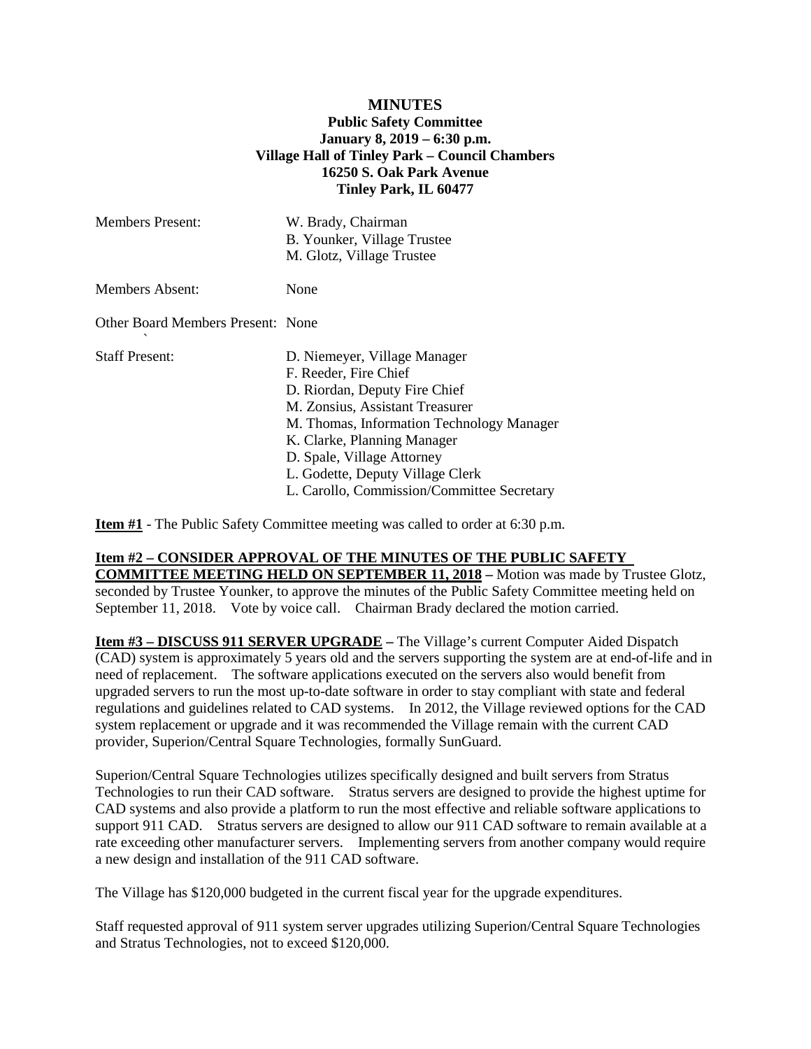# MINUTES

**Public Safety Committee**
**January 8, 2019 – 6:30 p.m.**
**Village Hall of Tinley Park – Council Chambers**
**16250 S. Oak Park Avenue**
**Tinley Park, IL 60477**

| | |
|---|---|
| Members Present: | W. Brady, Chairman<br>B. Younker, Village Trustee<br>M. Glotz, Village Trustee |
| Members Absent: | None |
| Other Board Members Present: | None |
| Staff Present: | D. Niemeyer, Village Manager<br>F. Reeder, Fire Chief<br>D. Riordan, Deputy Fire Chief<br>M. Zonsius, Assistant Treasurer<br>M. Thomas, Information Technology Manager<br>K. Clarke, Planning Manager<br>D. Spale, Village Attorney<br>L. Godette, Deputy Village Clerk<br>L. Carollo, Commission/Committee Secretary |

**Item #1** - The Public Safety Committee meeting was called to order at 6:30 p.m.

**Item #2 – CONSIDER APPROVAL OF THE MINUTES OF THE PUBLIC SAFETY COMMITTEE MEETING HELD ON SEPTEMBER 11, 2018 –** Motion was made by Trustee Glotz, seconded by Trustee Younker, to approve the minutes of the Public Safety Committee meeting held on September 11, 2018. Vote by voice call. Chairman Brady declared the motion carried.

**Item #3 – DISCUSS 911 SERVER UPGRADE –** The Village's current Computer Aided Dispatch (CAD) system is approximately 5 years old and the servers supporting the system are at end-of-life and in need of replacement. The software applications executed on the servers also would benefit from upgraded servers to run the most up-to-date software in order to stay compliant with state and federal regulations and guidelines related to CAD systems. In 2012, the Village reviewed options for the CAD system replacement or upgrade and it was recommended the Village remain with the current CAD provider, Superion/Central Square Technologies, formally SunGuard.

Superion/Central Square Technologies utilizes specifically designed and built servers from Stratus Technologies to run their CAD software. Stratus servers are designed to provide the highest uptime for CAD systems and also provide a platform to run the most effective and reliable software applications to support 911 CAD. Stratus servers are designed to allow our 911 CAD software to remain available at a rate exceeding other manufacturer servers. Implementing servers from another company would require a new design and installation of the 911 CAD software.

The Village has $120,000 budgeted in the current fiscal year for the upgrade expenditures.

Staff requested approval of 911 system server upgrades utilizing Superion/Central Square Technologies and Stratus Technologies, not to exceed $120,000.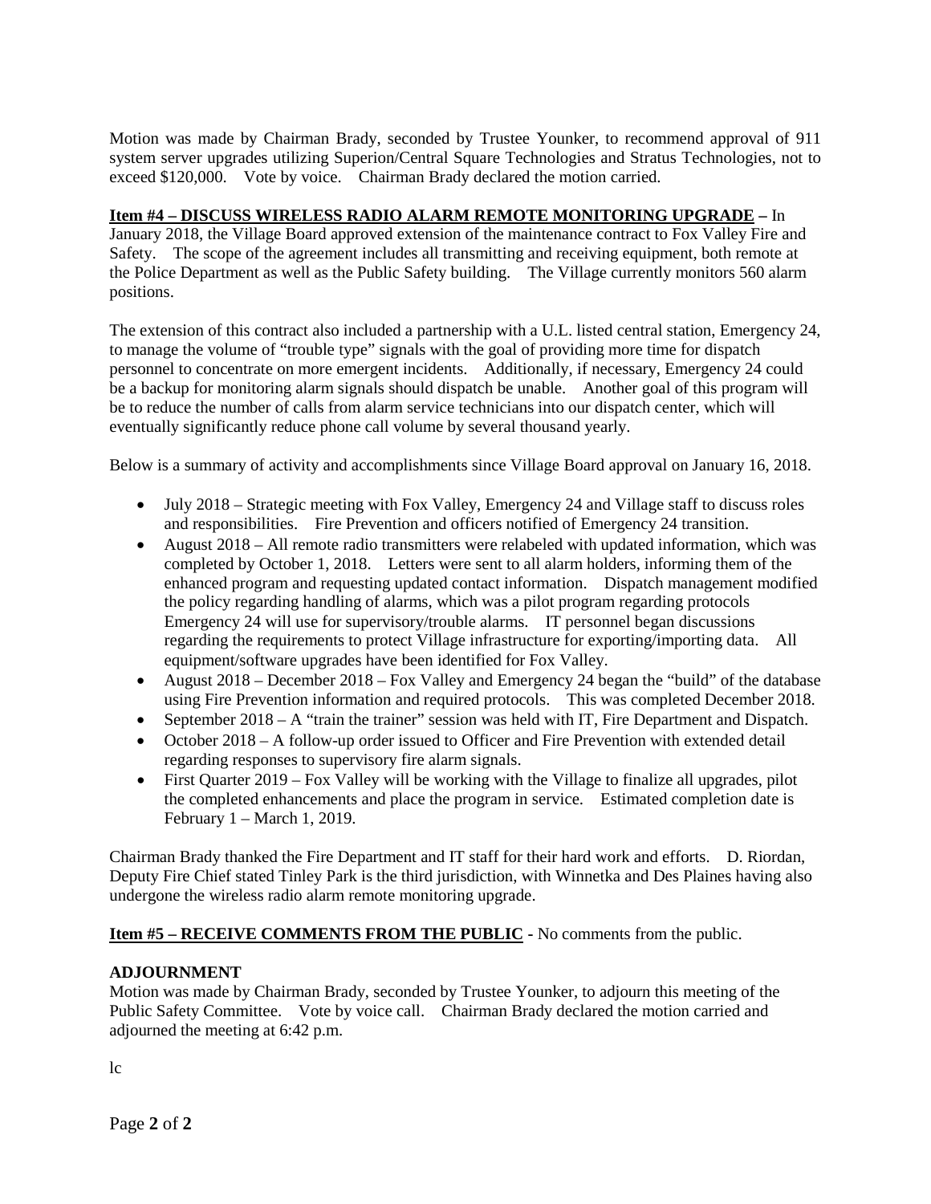Motion was made by Chairman Brady, seconded by Trustee Younker, to recommend approval of 911 system server upgrades utilizing Superion/Central Square Technologies and Stratus Technologies, not to exceed $120,000. Vote by voice. Chairman Brady declared the motion carried.

**Item #4 – DISCUSS WIRELESS RADIO ALARM REMOTE MONITORING UPGRADE –** In January 2018, the Village Board approved extension of the maintenance contract to Fox Valley Fire and Safety. The scope of the agreement includes all transmitting and receiving equipment, both remote at the Police Department as well as the Public Safety building. The Village currently monitors 560 alarm positions.

The extension of this contract also included a partnership with a U.L. listed central station, Emergency 24, to manage the volume of "trouble type" signals with the goal of providing more time for dispatch personnel to concentrate on more emergent incidents. Additionally, if necessary, Emergency 24 could be a backup for monitoring alarm signals should dispatch be unable. Another goal of this program will be to reduce the number of calls from alarm service technicians into our dispatch center, which will eventually significantly reduce phone call volume by several thousand yearly.

Below is a summary of activity and accomplishments since Village Board approval on January 16, 2018.

- July 2018 – Strategic meeting with Fox Valley, Emergency 24 and Village staff to discuss roles and responsibilities. Fire Prevention and officers notified of Emergency 24 transition.
- August 2018 – All remote radio transmitters were relabeled with updated information, which was completed by October 1, 2018. Letters were sent to all alarm holders, informing them of the enhanced program and requesting updated contact information. Dispatch management modified the policy regarding handling of alarms, which was a pilot program regarding protocols Emergency 24 will use for supervisory/trouble alarms. IT personnel began discussions regarding the requirements to protect Village infrastructure for exporting/importing data. All equipment/software upgrades have been identified for Fox Valley.
- August 2018 – December 2018 – Fox Valley and Emergency 24 began the "build" of the database using Fire Prevention information and required protocols. This was completed December 2018.
- September 2018 – A "train the trainer" session was held with IT, Fire Department and Dispatch.
- October 2018 – A follow-up order issued to Officer and Fire Prevention with extended detail regarding responses to supervisory fire alarm signals.
- First Quarter 2019 – Fox Valley will be working with the Village to finalize all upgrades, pilot the completed enhancements and place the program in service. Estimated completion date is February 1 – March 1, 2019.

Chairman Brady thanked the Fire Department and IT staff for their hard work and efforts. D. Riordan, Deputy Fire Chief stated Tinley Park is the third jurisdiction, with Winnetka and Des Plaines having also undergone the wireless radio alarm remote monitoring upgrade.

**Item #5 – RECEIVE COMMENTS FROM THE PUBLIC** - No comments from the public.

**ADJOURNMENT**

Motion was made by Chairman Brady, seconded by Trustee Younker, to adjourn this meeting of the Public Safety Committee. Vote by voice call. Chairman Brady declared the motion carried and adjourned the meeting at 6:42 p.m.

lc